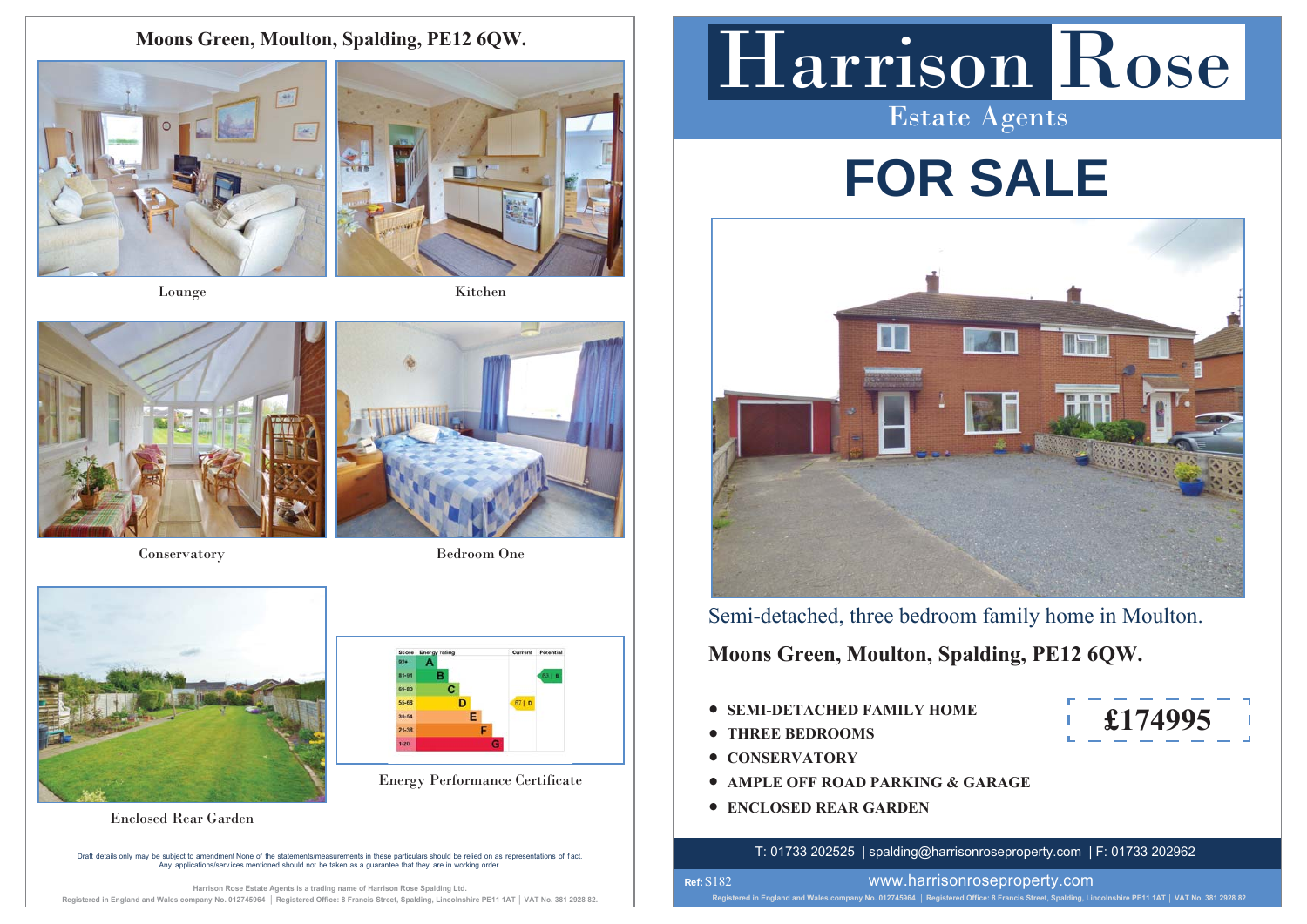# Harrison Rose

Estate Agents

# FOR SALE

Semi-detached, three bedroom family home in Moulton.

## Moons Green, Moulton, Spalding, PE12 6QW.

- SEMI-DETACHED FAMILY HOME
- THREE BEDROOMS
- CONSERVATORY
- AMPLE OFF ROAD PARKING & GARAGE
- ENCLOSED REAR GARDEN

**£174995**

T: 01733 202525 | spalding@harrisonroseproperty.com | F: 01733 202962

Ref: S182

www.harrisonroseproperty.com

Registered in England and Wales company No. 012745964 | Registered Office: 8 Francis Street, Spalding, Lincolnshire PE11 1AT | VAT No. 381 2928 82

## Moons Green, Moulton, Spalding, PE12 6QW.

Lounge

Kitchen

Conservatory

Bedroom One

Enclosed Rear Garden

| Score | Energy rating | Current | Potential |
|---|---|---|---|
| 92+ | A | | |
| 81-91 | B | | 83 B |
| 69-80 | C | | |
| 55-68 | D | 67 D | |
| 39-54 | E | | |
| 21-38 | F | | |
| 1-20 | G | | |

Energy Performance Certificate

Draft details only may be subject to amendment None of the statements/measurements in these particulars should be relied on as representations of fact. Any applications/services mentioned should not be taken as a guarantee that they are in working order.

Harrison Rose Estate Agents is a trading name of Harrison Rose Spalding Ltd.

Registered in England and Wales company No. 012745964 | Registered Office: 8 Francis Street, Spalding, Lincolnshire PE11 1AT | VAT No. 381 2928 82.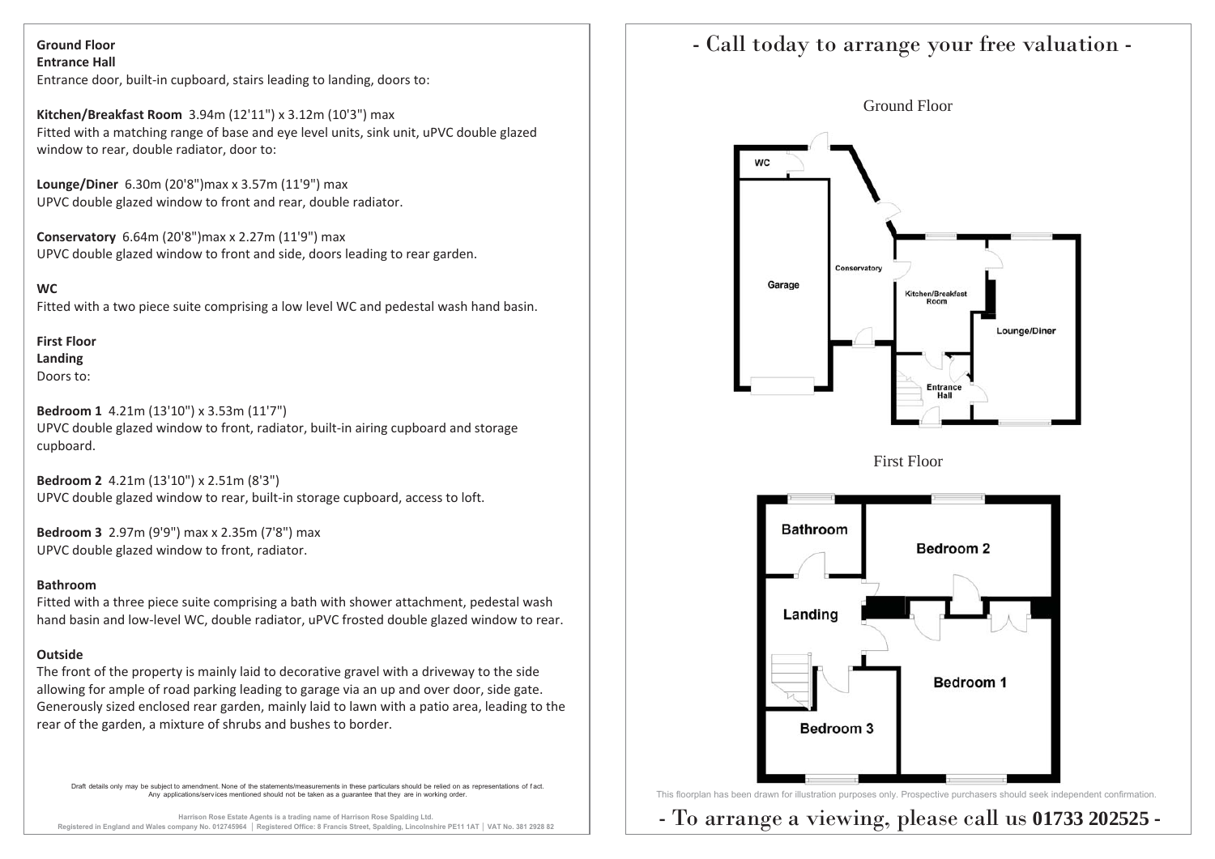**Ground Floor**

**Entrance Hall**

Entrance door, built-in cupboard, stairs leading to landing, doors to:

**Kitchen/Breakfast Room** 3.94m (12'11") x 3.12m (10'3") max

Fitted with a matching range of base and eye level units, sink unit, uPVC double glazed window to rear, double radiator, door to:

**Lounge/Diner** 6.30m (20'8")max x 3.57m (11'9") max

UPVC double glazed window to front and rear, double radiator.

**Conservatory** 6.64m (20'8")max x 2.27m (11'9") max

UPVC double glazed window to front and side, doors leading to rear garden.

**WC**

Fitted with a two piece suite comprising a low level WC and pedestal wash hand basin.

**First Floor**

**Landing**

Doors to:

**Bedroom 1** 4.21m (13'10") x 3.53m (11'7")

UPVC double glazed window to front, radiator, built-in airing cupboard and storage cupboard.

**Bedroom 2** 4.21m (13'10") x 2.51m (8'3")

UPVC double glazed window to rear, built-in storage cupboard, access to loft.

**Bedroom 3** 2.97m (9'9") max x 2.35m (7'8") max

UPVC double glazed window to front, radiator.

**Bathroom**

Fitted with a three piece suite comprising a bath with shower attachment, pedestal wash hand basin and low-level WC, double radiator, uPVC frosted double glazed window to rear.

**Outside**

The front of the property is mainly laid to decorative gravel with a driveway to the side allowing for ample of road parking leading to garage via an up and over door, side gate. Generously sized enclosed rear garden, mainly laid to lawn with a patio area, leading to the rear of the garden, a mixture of shrubs and bushes to border.

Draft details only may be subject to amendment. None of the statements/measurements in these particulars should be relied on as representations of fact. Any applications/services mentioned should not be taken as a guarantee that they are in working order.

Harrison Rose Estate Agents is a trading name of Harrison Rose Spalding Ltd.
Registered in England and Wales company No. 012745964 | Registered Office: 8 Francis Street, Spalding, Lincolnshire PE11 1AT | VAT No. 381 2928 82

# - Call today to arrange your free valuation -

Ground Floor

WC

Garage

Conservatory

Kitchen/Breakfast Room

Lounge/Diner

Entrance Hall

First Floor

Bathroom

Bedroom 2

Landing

Bedroom 1

Bedroom 3

This floorplan has been drawn for illustration purposes only. Prospective purchasers should seek independent confirmation.

## - To arrange a viewing, please call us **01733 202525** -